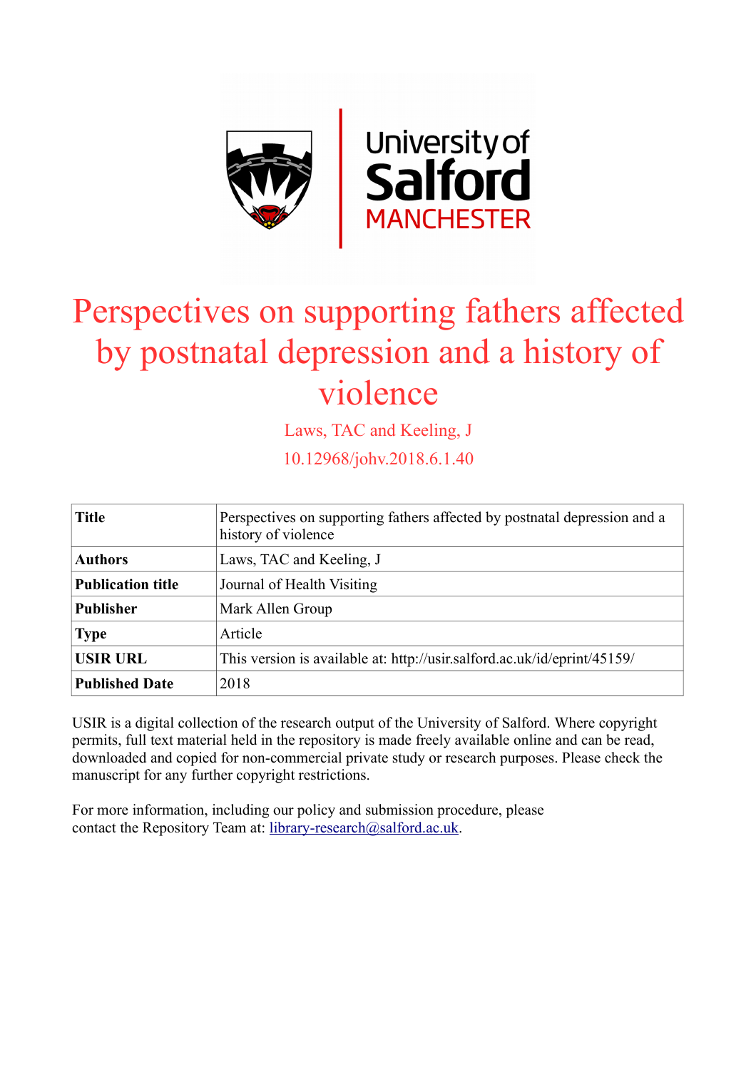# Perspectives on supporting fathers affected by postnatal depression and a history of violence

Laws, TAC and Keeling, J

10.12968/johv.2018.6.1.40

| **Title** | Perspectives on supporting fathers affected by postnatal depression and a history of violence |
|---|---|
| **Authors** | Laws, TAC and Keeling, J |
| **Publication title** | Journal of Health Visiting |
| **Publisher** | Mark Allen Group |
| **Type** | Article |
| **USIR URL** | This version is available at: http://usir.salford.ac.uk/id/eprint/45159/ |
| **Published Date** | 2018 |

USIR is a digital collection of the research output of the University of Salford. Where copyright permits, full text material held in the repository is made freely available online and can be read, downloaded and copied for non-commercial private study or research purposes. Please check the manuscript for any further copyright restrictions.

For more information, including our policy and submission procedure, please contact the Repository Team at: library-research@salford.ac.uk.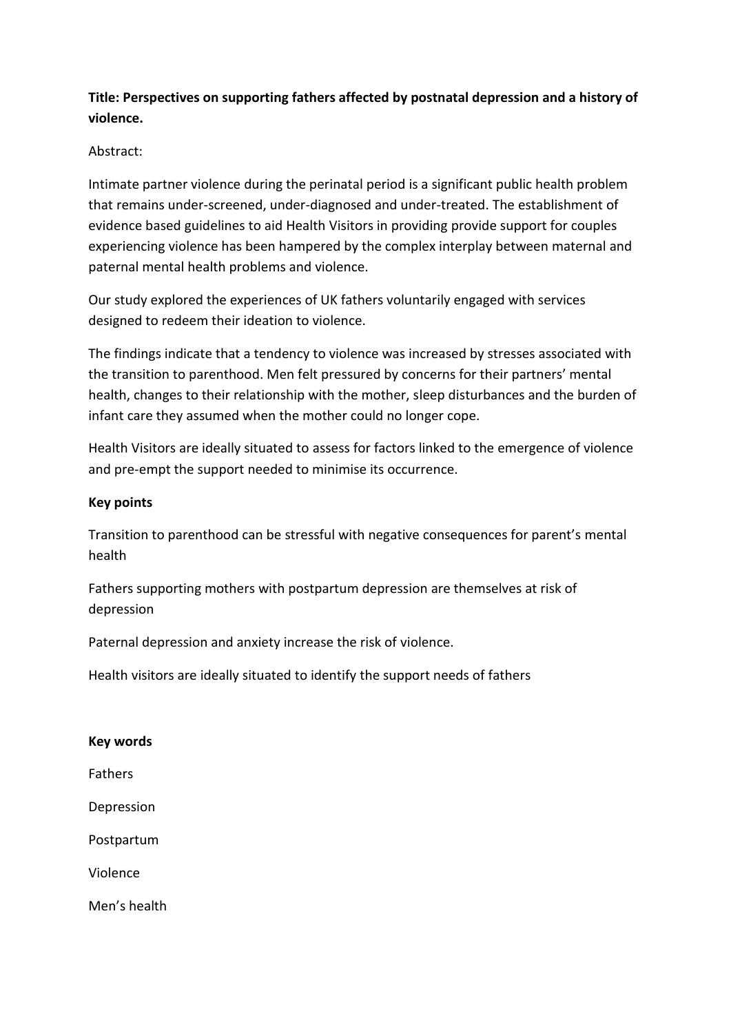**Title: Perspectives on supporting fathers affected by postnatal depression and a history of violence.**

Abstract:

Intimate partner violence during the perinatal period is a significant public health problem that remains under-screened, under-diagnosed and under-treated. The establishment of evidence based guidelines to aid Health Visitors in providing provide support for couples experiencing violence has been hampered by the complex interplay between maternal and paternal mental health problems and violence.

Our study explored the experiences of UK fathers voluntarily engaged with services designed to redeem their ideation to violence.

The findings indicate that a tendency to violence was increased by stresses associated with the transition to parenthood. Men felt pressured by concerns for their partners' mental health, changes to their relationship with the mother, sleep disturbances and the burden of infant care they assumed when the mother could no longer cope.

Health Visitors are ideally situated to assess for factors linked to the emergence of violence and pre-empt the support needed to minimise its occurrence.

**Key points**

Transition to parenthood can be stressful with negative consequences for parent's mental health

Fathers supporting mothers with postpartum depression are themselves at risk of depression

Paternal depression and anxiety increase the risk of violence.

Health visitors are ideally situated to identify the support needs of fathers

**Key words**

Fathers

Depression

Postpartum

Violence

Men's health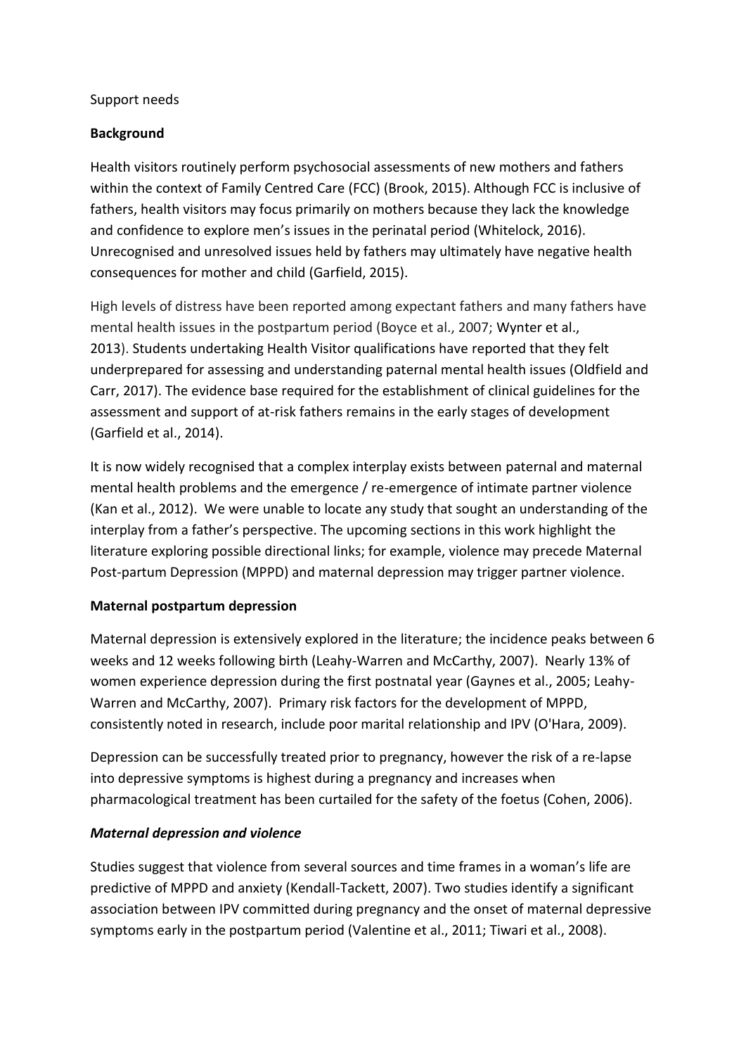Support needs

## Background

Health visitors routinely perform psychosocial assessments of new mothers and fathers within the context of Family Centred Care (FCC) (Brook, 2015). Although FCC is inclusive of fathers, health visitors may focus primarily on mothers because they lack the knowledge and confidence to explore men's issues in the perinatal period (Whitelock, 2016). Unrecognised and unresolved issues held by fathers may ultimately have negative health consequences for mother and child (Garfield, 2015).

High levels of distress have been reported among expectant fathers and many fathers have mental health issues in the postpartum period (Boyce et al., 2007; Wynter et al., 2013). Students undertaking Health Visitor qualifications have reported that they felt underprepared for assessing and understanding paternal mental health issues (Oldfield and Carr, 2017). The evidence base required for the establishment of clinical guidelines for the assessment and support of at-risk fathers remains in the early stages of development (Garfield et al., 2014).

It is now widely recognised that a complex interplay exists between paternal and maternal mental health problems and the emergence / re-emergence of intimate partner violence (Kan et al., 2012). We were unable to locate any study that sought an understanding of the interplay from a father's perspective. The upcoming sections in this work highlight the literature exploring possible directional links; for example, violence may precede Maternal Post-partum Depression (MPPD) and maternal depression may trigger partner violence.

## Maternal postpartum depression

Maternal depression is extensively explored in the literature; the incidence peaks between 6 weeks and 12 weeks following birth (Leahy-Warren and McCarthy, 2007). Nearly 13% of women experience depression during the first postnatal year (Gaynes et al., 2005; Leahy-Warren and McCarthy, 2007). Primary risk factors for the development of MPPD, consistently noted in research, include poor marital relationship and IPV (O'Hara, 2009).

Depression can be successfully treated prior to pregnancy, however the risk of a re-lapse into depressive symptoms is highest during a pregnancy and increases when pharmacological treatment has been curtailed for the safety of the foetus (Cohen, 2006).

### *Maternal depression and violence*

Studies suggest that violence from several sources and time frames in a woman's life are predictive of MPPD and anxiety (Kendall-Tackett, 2007). Two studies identify a significant association between IPV committed during pregnancy and the onset of maternal depressive symptoms early in the postpartum period (Valentine et al., 2011; Tiwari et al., 2008).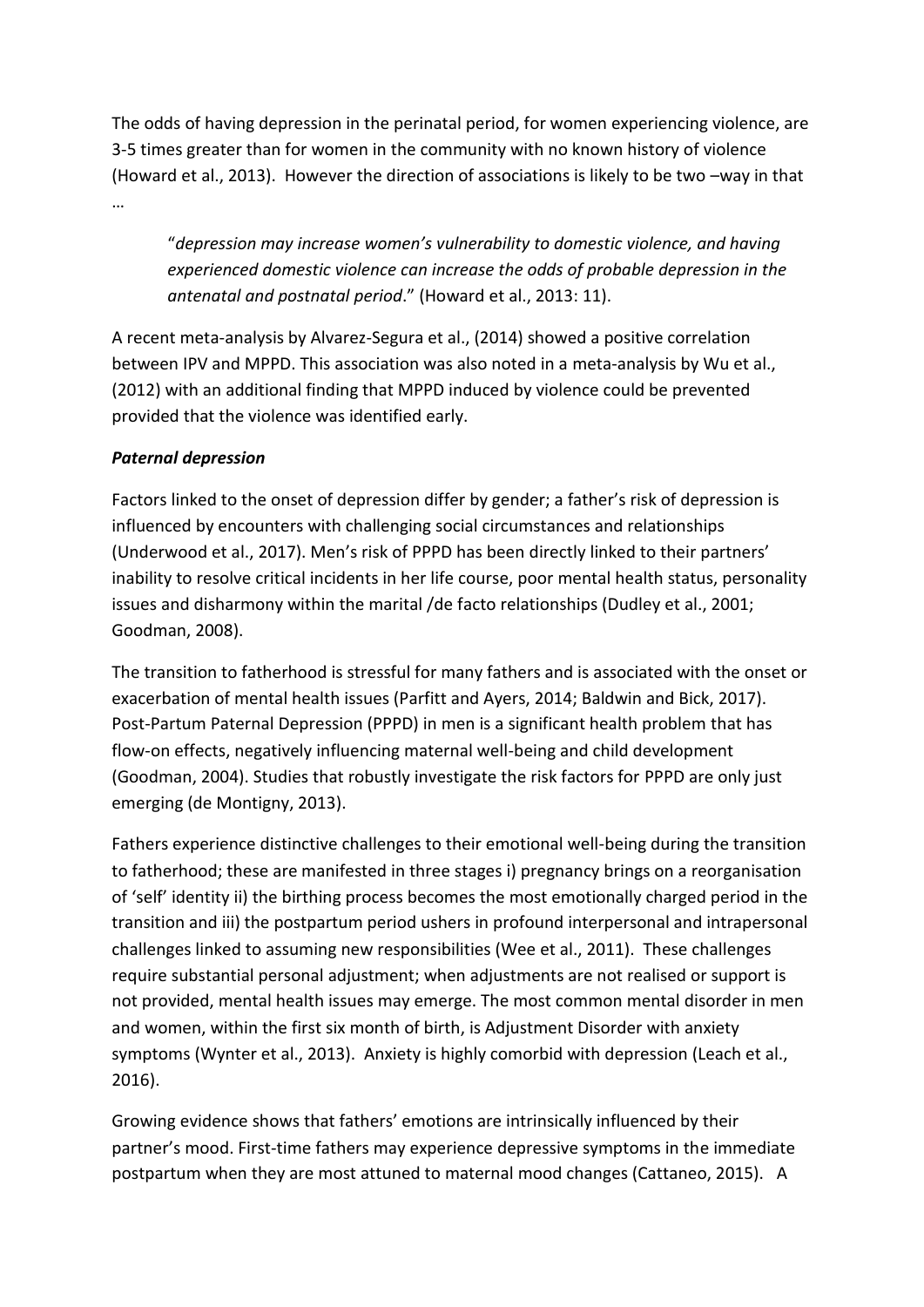The odds of having depression in the perinatal period, for women experiencing violence, are 3-5 times greater than for women in the community with no known history of violence (Howard et al., 2013). However the direction of associations is likely to be two –way in that …

> "*depression may increase women's vulnerability to domestic violence, and having experienced domestic violence can increase the odds of probable depression in the antenatal and postnatal period*." (Howard et al., 2013: 11).

A recent meta-analysis by Alvarez-Segura et al., (2014) showed a positive correlation between IPV and MPPD. This association was also noted in a meta-analysis by Wu et al., (2012) with an additional finding that MPPD induced by violence could be prevented provided that the violence was identified early.

***Paternal depression***

Factors linked to the onset of depression differ by gender; a father's risk of depression is influenced by encounters with challenging social circumstances and relationships (Underwood et al., 2017). Men's risk of PPPD has been directly linked to their partners' inability to resolve critical incidents in her life course, poor mental health status, personality issues and disharmony within the marital /de facto relationships (Dudley et al., 2001; Goodman, 2008).

The transition to fatherhood is stressful for many fathers and is associated with the onset or exacerbation of mental health issues (Parfitt and Ayers, 2014; Baldwin and Bick, 2017). Post-Partum Paternal Depression (PPPD) in men is a significant health problem that has flow-on effects, negatively influencing maternal well-being and child development (Goodman, 2004). Studies that robustly investigate the risk factors for PPPD are only just emerging (de Montigny, 2013).

Fathers experience distinctive challenges to their emotional well-being during the transition to fatherhood; these are manifested in three stages i) pregnancy brings on a reorganisation of 'self' identity ii) the birthing process becomes the most emotionally charged period in the transition and iii) the postpartum period ushers in profound interpersonal and intrapersonal challenges linked to assuming new responsibilities (Wee et al., 2011). These challenges require substantial personal adjustment; when adjustments are not realised or support is not provided, mental health issues may emerge. The most common mental disorder in men and women, within the first six month of birth, is Adjustment Disorder with anxiety symptoms (Wynter et al., 2013). Anxiety is highly comorbid with depression (Leach et al., 2016).

Growing evidence shows that fathers' emotions are intrinsically influenced by their partner's mood. First-time fathers may experience depressive symptoms in the immediate postpartum when they are most attuned to maternal mood changes (Cattaneo, 2015). A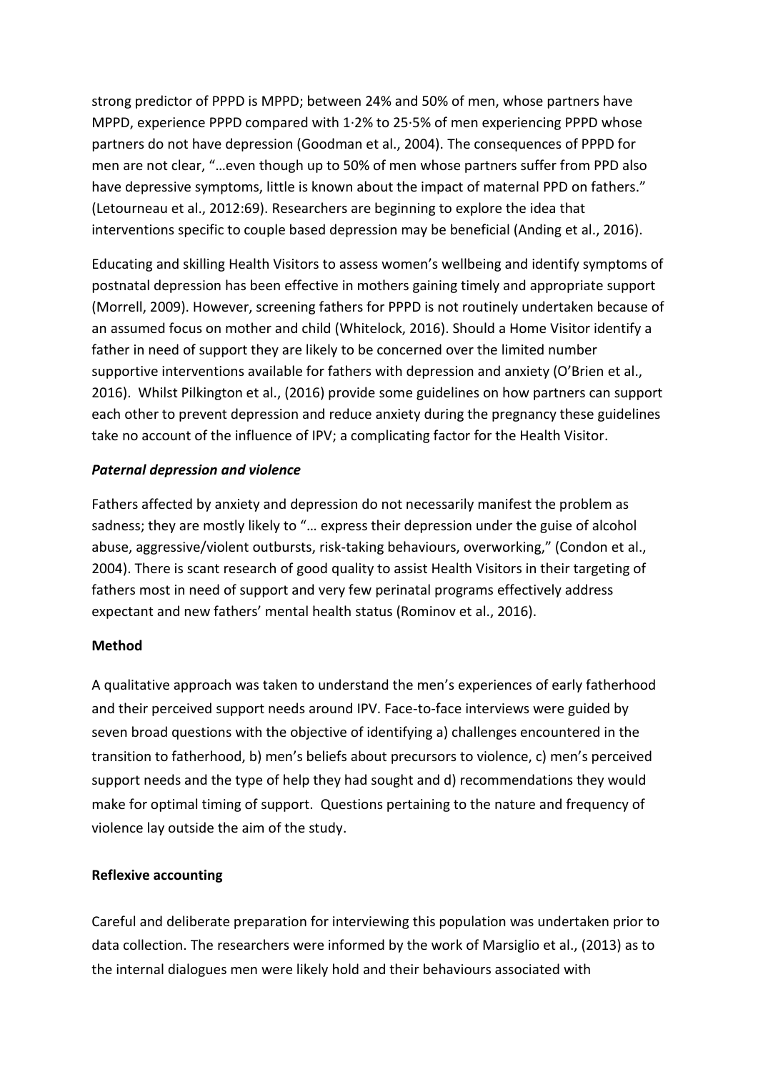strong predictor of PPPD is MPPD; between 24% and 50% of men, whose partners have MPPD, experience PPPD compared with 1·2% to 25·5% of men experiencing PPPD whose partners do not have depression (Goodman et al., 2004). The consequences of PPPD for men are not clear, "…even though up to 50% of men whose partners suffer from PPD also have depressive symptoms, little is known about the impact of maternal PPD on fathers." (Letourneau et al., 2012:69). Researchers are beginning to explore the idea that interventions specific to couple based depression may be beneficial (Anding et al., 2016).

Educating and skilling Health Visitors to assess women's wellbeing and identify symptoms of postnatal depression has been effective in mothers gaining timely and appropriate support (Morrell, 2009). However, screening fathers for PPPD is not routinely undertaken because of an assumed focus on mother and child (Whitelock, 2016). Should a Home Visitor identify a father in need of support they are likely to be concerned over the limited number supportive interventions available for fathers with depression and anxiety (O'Brien et al., 2016). Whilst Pilkington et al., (2016) provide some guidelines on how partners can support each other to prevent depression and reduce anxiety during the pregnancy these guidelines take no account of the influence of IPV; a complicating factor for the Health Visitor.

### *Paternal depression and violence*

Fathers affected by anxiety and depression do not necessarily manifest the problem as sadness; they are mostly likely to "… express their depression under the guise of alcohol abuse, aggressive/violent outbursts, risk-taking behaviours, overworking," (Condon et al., 2004). There is scant research of good quality to assist Health Visitors in their targeting of fathers most in need of support and very few perinatal programs effectively address expectant and new fathers' mental health status (Rominov et al., 2016).

## Method

A qualitative approach was taken to understand the men's experiences of early fatherhood and their perceived support needs around IPV. Face-to-face interviews were guided by seven broad questions with the objective of identifying a) challenges encountered in the transition to fatherhood, b) men's beliefs about precursors to violence, c) men's perceived support needs and the type of help they had sought and d) recommendations they would make for optimal timing of support. Questions pertaining to the nature and frequency of violence lay outside the aim of the study.

### Reflexive accounting

Careful and deliberate preparation for interviewing this population was undertaken prior to data collection. The researchers were informed by the work of Marsiglio et al., (2013) as to the internal dialogues men were likely hold and their behaviours associated with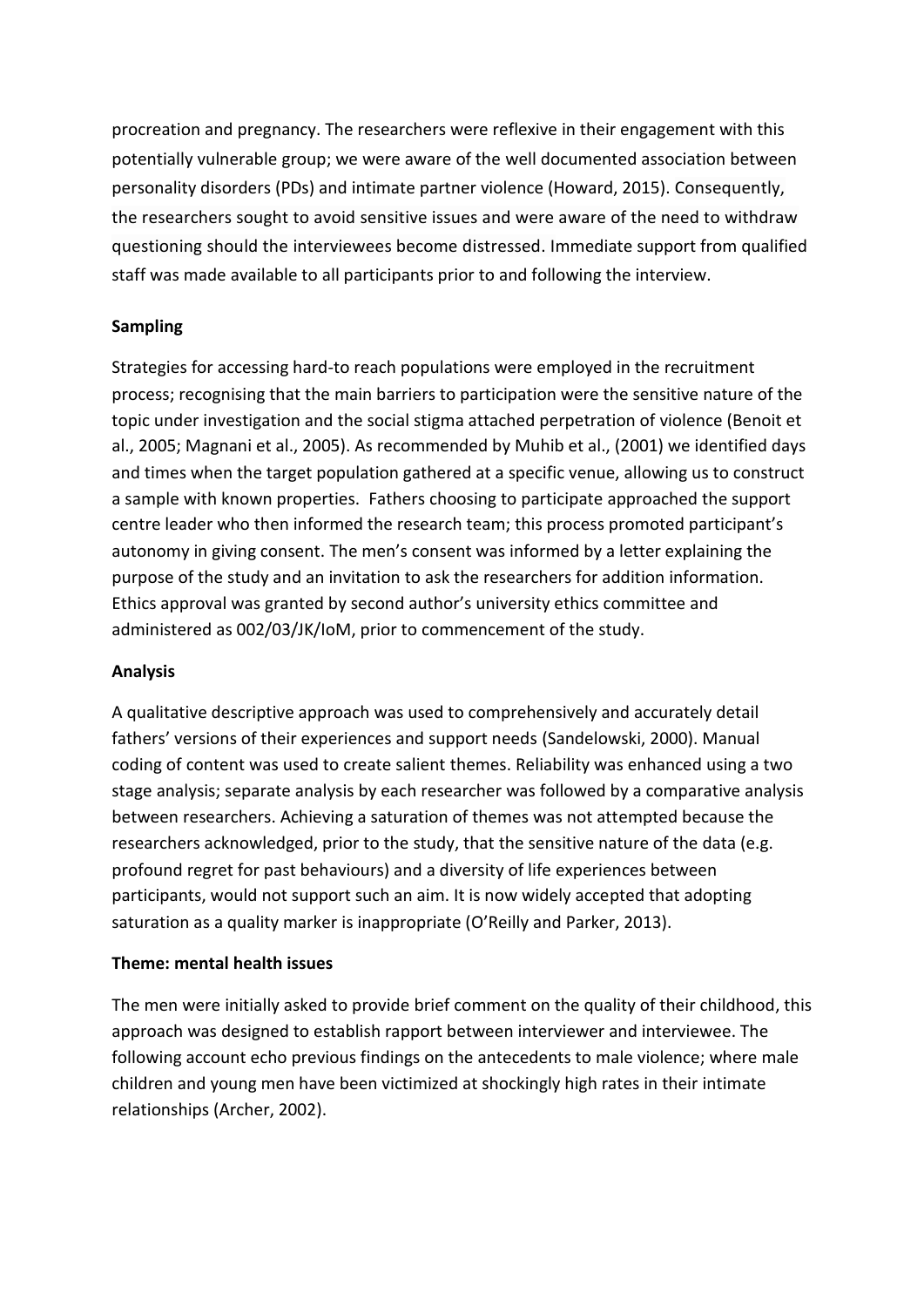procreation and pregnancy. The researchers were reflexive in their engagement with this potentially vulnerable group; we were aware of the well documented association between personality disorders (PDs) and intimate partner violence (Howard, 2015). Consequently, the researchers sought to avoid sensitive issues and were aware of the need to withdraw questioning should the interviewees become distressed. Immediate support from qualified staff was made available to all participants prior to and following the interview.

**Sampling**

Strategies for accessing hard-to reach populations were employed in the recruitment process; recognising that the main barriers to participation were the sensitive nature of the topic under investigation and the social stigma attached perpetration of violence (Benoit et al., 2005; Magnani et al., 2005). As recommended by Muhib et al., (2001) we identified days and times when the target population gathered at a specific venue, allowing us to construct a sample with known properties. Fathers choosing to participate approached the support centre leader who then informed the research team; this process promoted participant's autonomy in giving consent. The men's consent was informed by a letter explaining the purpose of the study and an invitation to ask the researchers for addition information. Ethics approval was granted by second author's university ethics committee and administered as 002/03/JK/IoM, prior to commencement of the study.

**Analysis**

A qualitative descriptive approach was used to comprehensively and accurately detail fathers' versions of their experiences and support needs (Sandelowski, 2000). Manual coding of content was used to create salient themes. Reliability was enhanced using a two stage analysis; separate analysis by each researcher was followed by a comparative analysis between researchers. Achieving a saturation of themes was not attempted because the researchers acknowledged, prior to the study, that the sensitive nature of the data (e.g. profound regret for past behaviours) and a diversity of life experiences between participants, would not support such an aim. It is now widely accepted that adopting saturation as a quality marker is inappropriate (O'Reilly and Parker, 2013).

**Theme: mental health issues**

The men were initially asked to provide brief comment on the quality of their childhood, this approach was designed to establish rapport between interviewer and interviewee. The following account echo previous findings on the antecedents to male violence; where male children and young men have been victimized at shockingly high rates in their intimate relationships (Archer, 2002).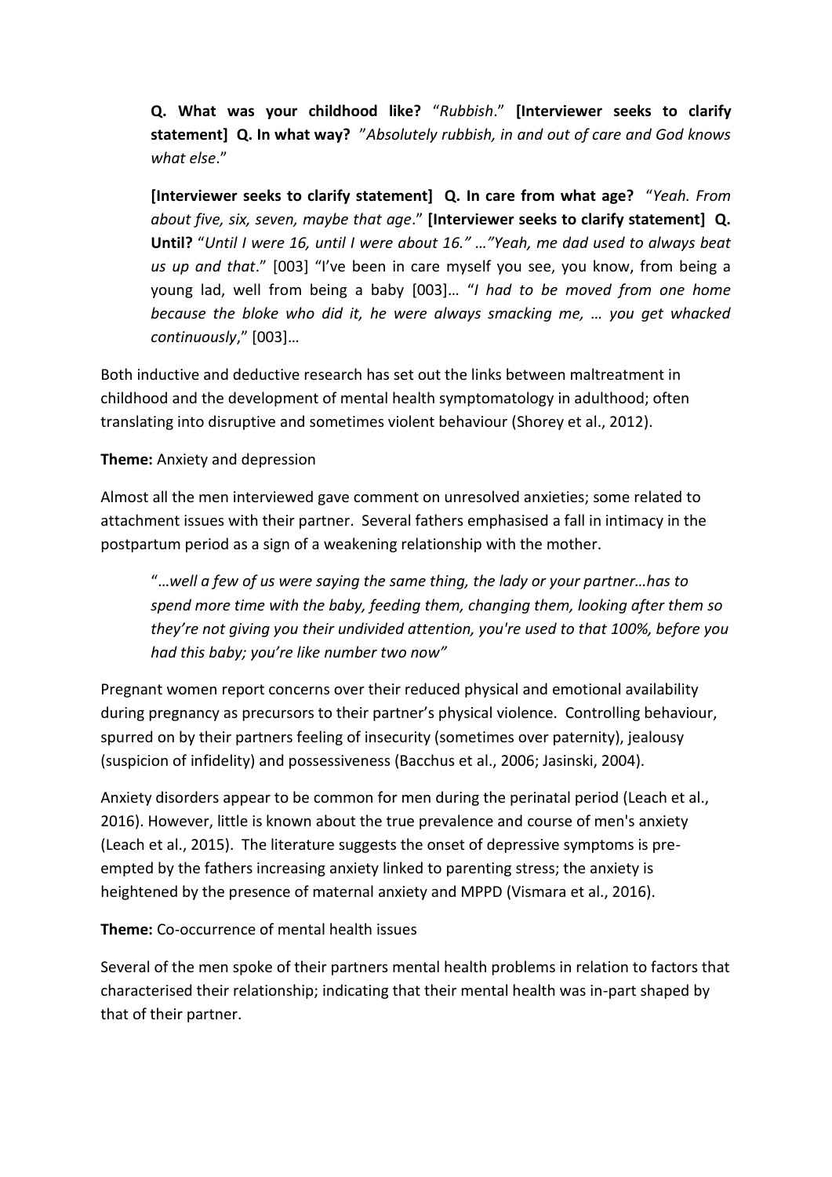> **Q. What was your childhood like?** "*Rubbish*." **[Interviewer seeks to clarify statement] Q. In what way?** "*Absolutely rubbish, in and out of care and God knows what else*."
>
> **[Interviewer seeks to clarify statement] Q. In care from what age?** "*Yeah. From about five, six, seven, maybe that age*." **[Interviewer seeks to clarify statement] Q. Until?** "*Until I were 16, until I were about 16." …"Yeah, me dad used to always beat us up and that*." [003] "I've been in care myself you see, you know, from being a young lad, well from being a baby [003]… "*I had to be moved from one home because the bloke who did it, he were always smacking me, … you get whacked continuously*," [003]…

Both inductive and deductive research has set out the links between maltreatment in childhood and the development of mental health symptomatology in adulthood; often translating into disruptive and sometimes violent behaviour (Shorey et al., 2012).

**Theme:** Anxiety and depression

Almost all the men interviewed gave comment on unresolved anxieties; some related to attachment issues with their partner. Several fathers emphasised a fall in intimacy in the postpartum period as a sign of a weakening relationship with the mother.

> "…*well a few of us were saying the same thing, the lady or your partner…has to spend more time with the baby, feeding them, changing them, looking after them so they're not giving you their undivided attention, you're used to that 100%, before you had this baby; you're like number two now"*

Pregnant women report concerns over their reduced physical and emotional availability during pregnancy as precursors to their partner's physical violence. Controlling behaviour, spurred on by their partners feeling of insecurity (sometimes over paternity), jealousy (suspicion of infidelity) and possessiveness (Bacchus et al., 2006; Jasinski, 2004).

Anxiety disorders appear to be common for men during the perinatal period (Leach et al., 2016). However, little is known about the true prevalence and course of men's anxiety (Leach et al., 2015). The literature suggests the onset of depressive symptoms is pre-empted by the fathers increasing anxiety linked to parenting stress; the anxiety is heightened by the presence of maternal anxiety and MPPD (Vismara et al., 2016).

**Theme:** Co-occurrence of mental health issues

Several of the men spoke of their partners mental health problems in relation to factors that characterised their relationship; indicating that their mental health was in-part shaped by that of their partner.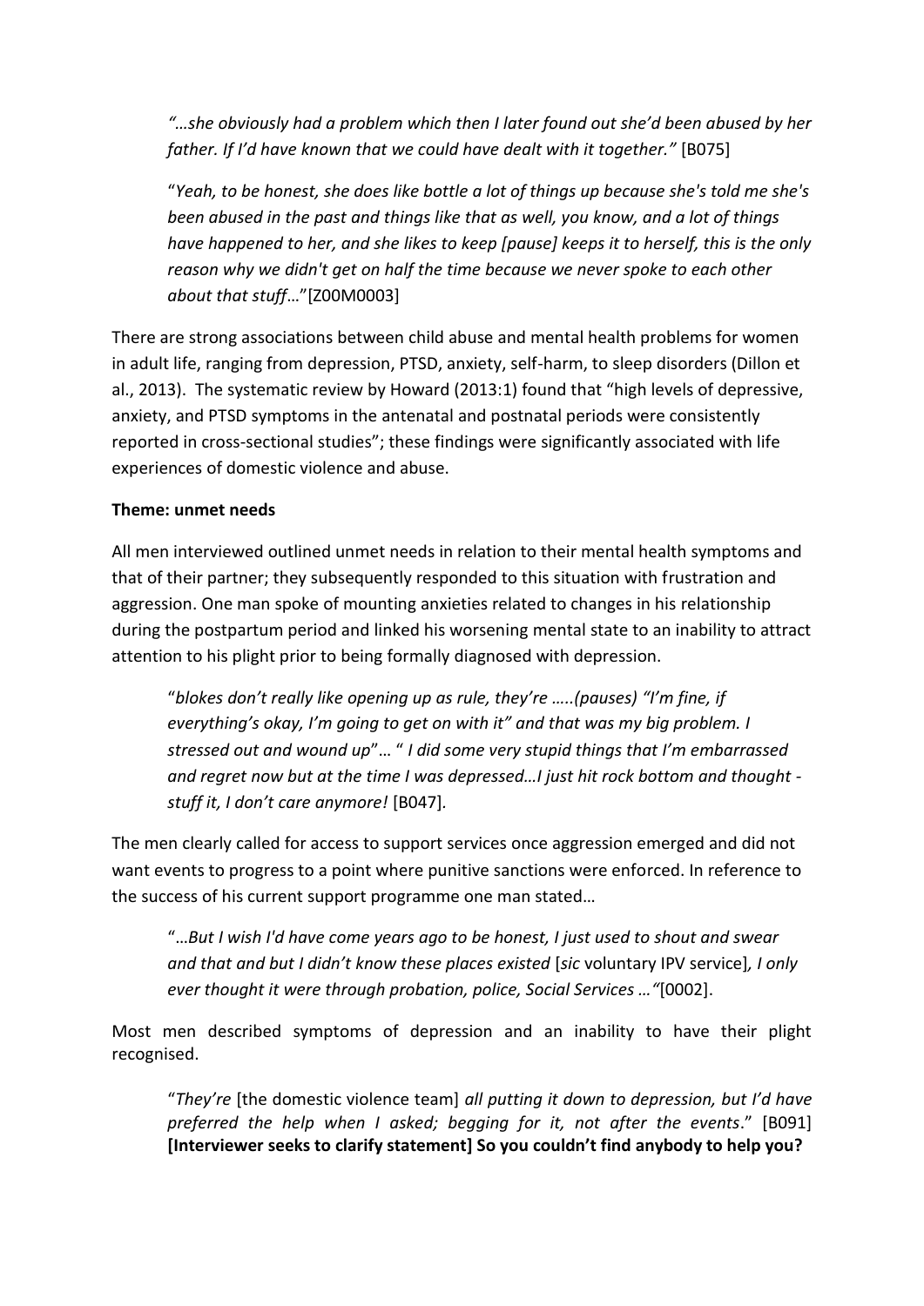> *"…she obviously had a problem which then I later found out she'd been abused by her father. If I'd have known that we could have dealt with it together."* [B075]

> "*Yeah, to be honest, she does like bottle a lot of things up because she's told me she's been abused in the past and things like that as well, you know, and a lot of things have happened to her, and she likes to keep [pause] keeps it to herself, this is the only reason why we didn't get on half the time because we never spoke to each other about that stuff*…"[Z00M0003]

There are strong associations between child abuse and mental health problems for women in adult life, ranging from depression, PTSD, anxiety, self-harm, to sleep disorders (Dillon et al., 2013). The systematic review by Howard (2013:1) found that "high levels of depressive, anxiety, and PTSD symptoms in the antenatal and postnatal periods were consistently reported in cross-sectional studies"; these findings were significantly associated with life experiences of domestic violence and abuse.

**Theme: unmet needs**

All men interviewed outlined unmet needs in relation to their mental health symptoms and that of their partner; they subsequently responded to this situation with frustration and aggression. One man spoke of mounting anxieties related to changes in his relationship during the postpartum period and linked his worsening mental state to an inability to attract attention to his plight prior to being formally diagnosed with depression.

> "*blokes don't really like opening up as rule, they're …..(pauses) "I'm fine, if everything's okay, I'm going to get on with it" and that was my big problem. I stressed out and wound up*"… " *I did some very stupid things that I'm embarrassed and regret now but at the time I was depressed…I just hit rock bottom and thought - stuff it, I don't care anymore!* [B047].

The men clearly called for access to support services once aggression emerged and did not want events to progress to a point where punitive sanctions were enforced. In reference to the success of his current support programme one man stated…

> "…*But I wish I'd have come years ago to be honest, I just used to shout and swear and that and but I didn't know these places existed* [*sic* voluntary IPV service]*, I only ever thought it were through probation, police, Social Services …"*[0002].

Most men described symptoms of depression and an inability to have their plight recognised.

> "*They're* [the domestic violence team] *all putting it down to depression, but I'd have preferred the help when I asked; begging for it, not after the events*." [B091] **[Interviewer seeks to clarify statement] So you couldn't find anybody to help you?**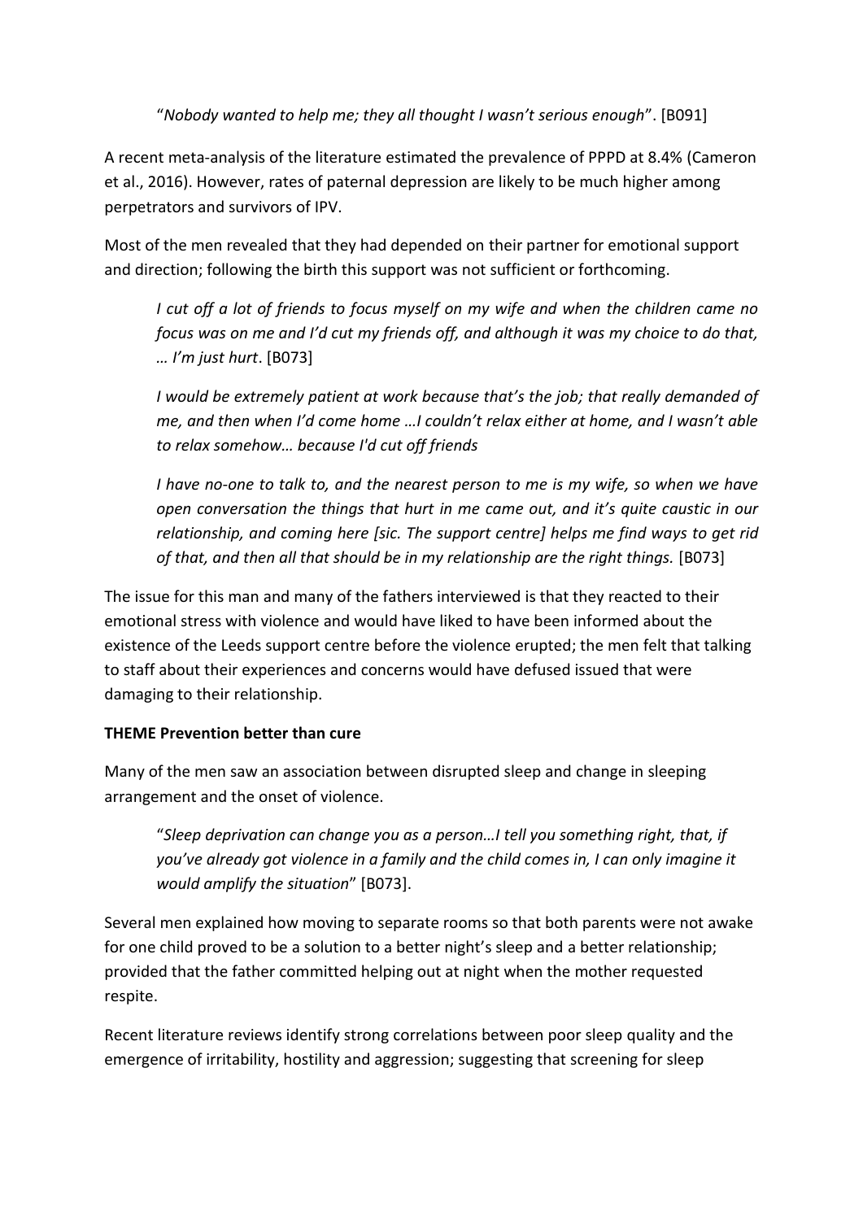“*Nobody wanted to help me; they all thought I wasn’t serious enough*”. [B091]

A recent meta-analysis of the literature estimated the prevalence of PPPD at 8.4% (Cameron et al., 2016). However, rates of paternal depression are likely to be much higher among perpetrators and survivors of IPV.

Most of the men revealed that they had depended on their partner for emotional support and direction; following the birth this support was not sufficient or forthcoming.

> *I cut off a lot of friends to focus myself on my wife and when the children came no focus was on me and I’d cut my friends off, and although it was my choice to do that, … I’m just hurt*. [B073]
>
> *I would be extremely patient at work because that’s the job; that really demanded of me, and then when I’d come home …I couldn’t relax either at home, and I wasn’t able to relax somehow… because I'd cut off friends*
>
> *I have no-one to talk to, and the nearest person to me is my wife, so when we have open conversation the things that hurt in me came out, and it’s quite caustic in our relationship, and coming here [sic. The support centre] helps me find ways to get rid of that, and then all that should be in my relationship are the right things.* [B073]

The issue for this man and many of the fathers interviewed is that they reacted to their emotional stress with violence and would have liked to have been informed about the existence of the Leeds support centre before the violence erupted; the men felt that talking to staff about their experiences and concerns would have defused issued that were damaging to their relationship.

**THEME Prevention better than cure**

Many of the men saw an association between disrupted sleep and change in sleeping arrangement and the onset of violence.

> “*Sleep deprivation can change you as a person…I tell you something right, that, if you’ve already got violence in a family and the child comes in, I can only imagine it would amplify the situation*” [B073].

Several men explained how moving to separate rooms so that both parents were not awake for one child proved to be a solution to a better night’s sleep and a better relationship; provided that the father committed helping out at night when the mother requested respite.

Recent literature reviews identify strong correlations between poor sleep quality and the emergence of irritability, hostility and aggression; suggesting that screening for sleep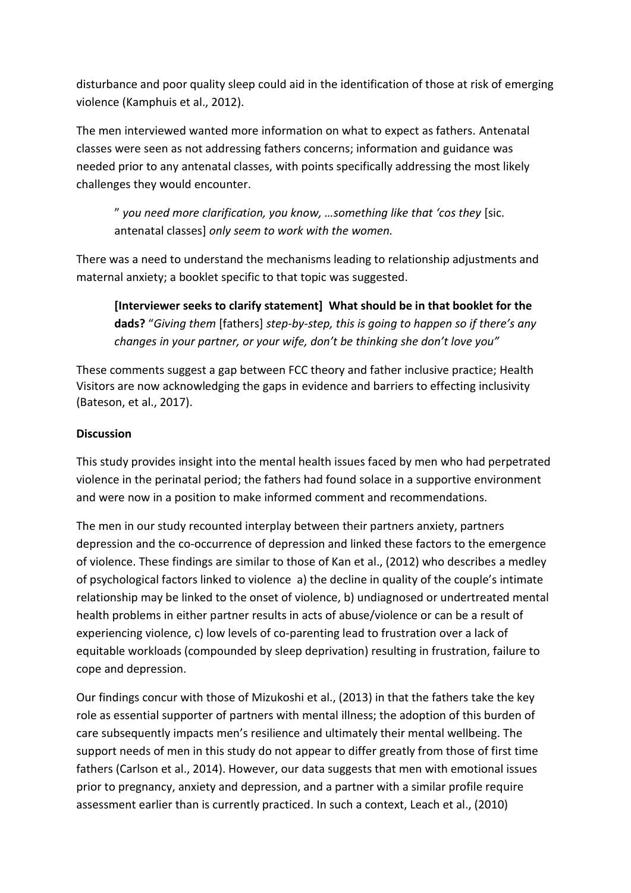disturbance and poor quality sleep could aid in the identification of those at risk of emerging violence (Kamphuis et al., 2012).

The men interviewed wanted more information on what to expect as fathers. Antenatal classes were seen as not addressing fathers concerns; information and guidance was needed prior to any antenatal classes, with points specifically addressing the most likely challenges they would encounter.

> " *you need more clarification, you know, …something like that 'cos they* [sic. antenatal classes] *only seem to work with the women.*

There was a need to understand the mechanisms leading to relationship adjustments and maternal anxiety; a booklet specific to that topic was suggested.

> **[Interviewer seeks to clarify statement] What should be in that booklet for the dads?** "*Giving them* [fathers] *step-by-step, this is going to happen so if there's any changes in your partner, or your wife, don't be thinking she don't love you"*

These comments suggest a gap between FCC theory and father inclusive practice; Health Visitors are now acknowledging the gaps in evidence and barriers to effecting inclusivity (Bateson, et al., 2017).

**Discussion**

This study provides insight into the mental health issues faced by men who had perpetrated violence in the perinatal period; the fathers had found solace in a supportive environment and were now in a position to make informed comment and recommendations.

The men in our study recounted interplay between their partners anxiety, partners depression and the co-occurrence of depression and linked these factors to the emergence of violence. These findings are similar to those of Kan et al., (2012) who describes a medley of psychological factors linked to violence a) the decline in quality of the couple's intimate relationship may be linked to the onset of violence, b) undiagnosed or undertreated mental health problems in either partner results in acts of abuse/violence or can be a result of experiencing violence, c) low levels of co-parenting lead to frustration over a lack of equitable workloads (compounded by sleep deprivation) resulting in frustration, failure to cope and depression.

Our findings concur with those of Mizukoshi et al., (2013) in that the fathers take the key role as essential supporter of partners with mental illness; the adoption of this burden of care subsequently impacts men's resilience and ultimately their mental wellbeing. The support needs of men in this study do not appear to differ greatly from those of first time fathers (Carlson et al., 2014). However, our data suggests that men with emotional issues prior to pregnancy, anxiety and depression, and a partner with a similar profile require assessment earlier than is currently practiced. In such a context, Leach et al., (2010)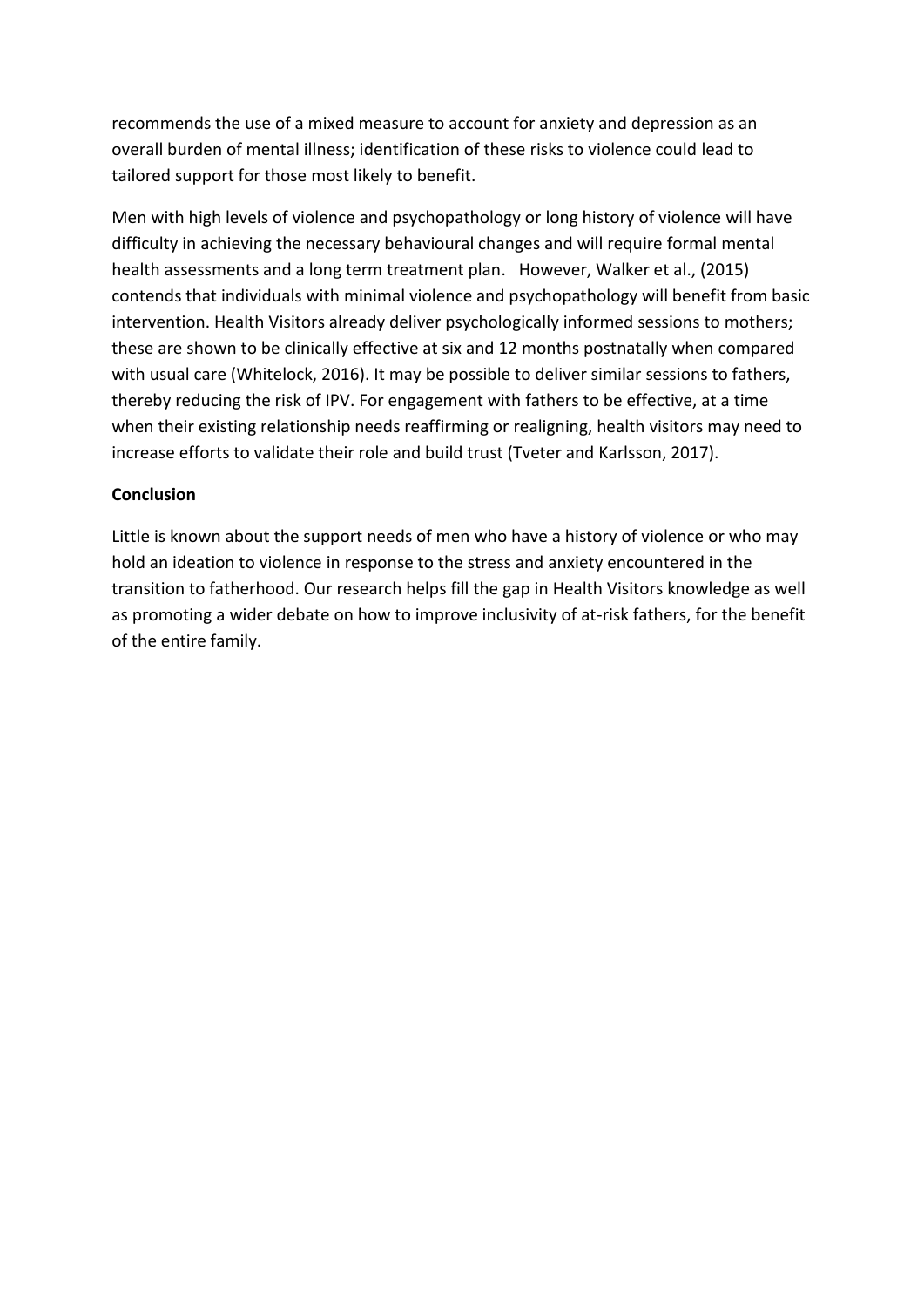recommends the use of a mixed measure to account for anxiety and depression as an overall burden of mental illness; identification of these risks to violence could lead to tailored support for those most likely to benefit.

Men with high levels of violence and psychopathology or long history of violence will have difficulty in achieving the necessary behavioural changes and will require formal mental health assessments and a long term treatment plan. However, Walker et al., (2015) contends that individuals with minimal violence and psychopathology will benefit from basic intervention. Health Visitors already deliver psychologically informed sessions to mothers; these are shown to be clinically effective at six and 12 months postnatally when compared with usual care (Whitelock, 2016). It may be possible to deliver similar sessions to fathers, thereby reducing the risk of IPV. For engagement with fathers to be effective, at a time when their existing relationship needs reaffirming or realigning, health visitors may need to increase efforts to validate their role and build trust (Tveter and Karlsson, 2017).

**Conclusion**

Little is known about the support needs of men who have a history of violence or who may hold an ideation to violence in response to the stress and anxiety encountered in the transition to fatherhood. Our research helps fill the gap in Health Visitors knowledge as well as promoting a wider debate on how to improve inclusivity of at-risk fathers, for the benefit of the entire family.